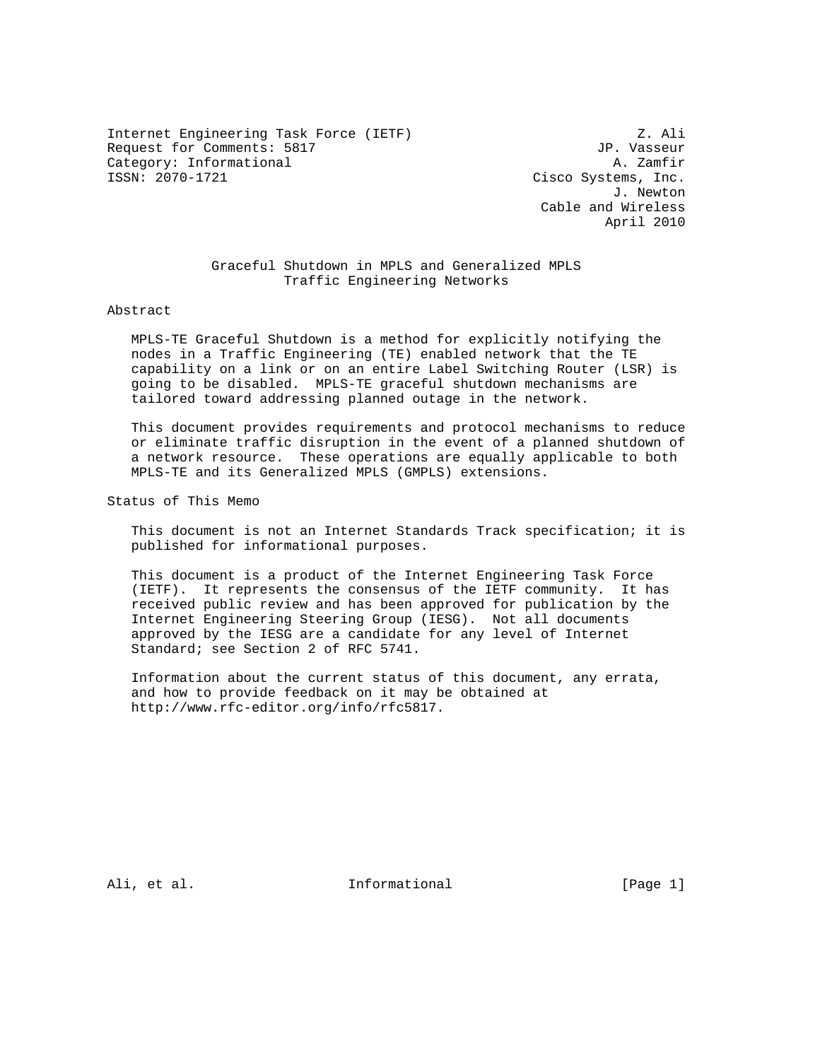Internet Engineering Task Force (IETF)  
Request for Comments: 5817  
Category: Informational  
ISSN: 2070-1721

Z. Ali  
JP. Vasseur  
A. Zamfir  
Cisco Systems, Inc.  
J. Newton  
Cable and Wireless  
April 2010

# Graceful Shutdown in MPLS and Generalized MPLS Traffic Engineering Networks

## Abstract

MPLS-TE Graceful Shutdown is a method for explicitly notifying the nodes in a Traffic Engineering (TE) enabled network that the TE capability on a link or on an entire Label Switching Router (LSR) is going to be disabled. MPLS-TE graceful shutdown mechanisms are tailored toward addressing planned outage in the network.

This document provides requirements and protocol mechanisms to reduce or eliminate traffic disruption in the event of a planned shutdown of a network resource. These operations are equally applicable to both MPLS-TE and its Generalized MPLS (GMPLS) extensions.

## Status of This Memo

This document is not an Internet Standards Track specification; it is published for informational purposes.

This document is a product of the Internet Engineering Task Force (IETF). It represents the consensus of the IETF community. It has received public review and has been approved for publication by the Internet Engineering Steering Group (IESG). Not all documents approved by the IESG are a candidate for any level of Internet Standard; see Section 2 of RFC 5741.

Information about the current status of this document, any errata, and how to provide feedback on it may be obtained at http://www.rfc-editor.org/info/rfc5817.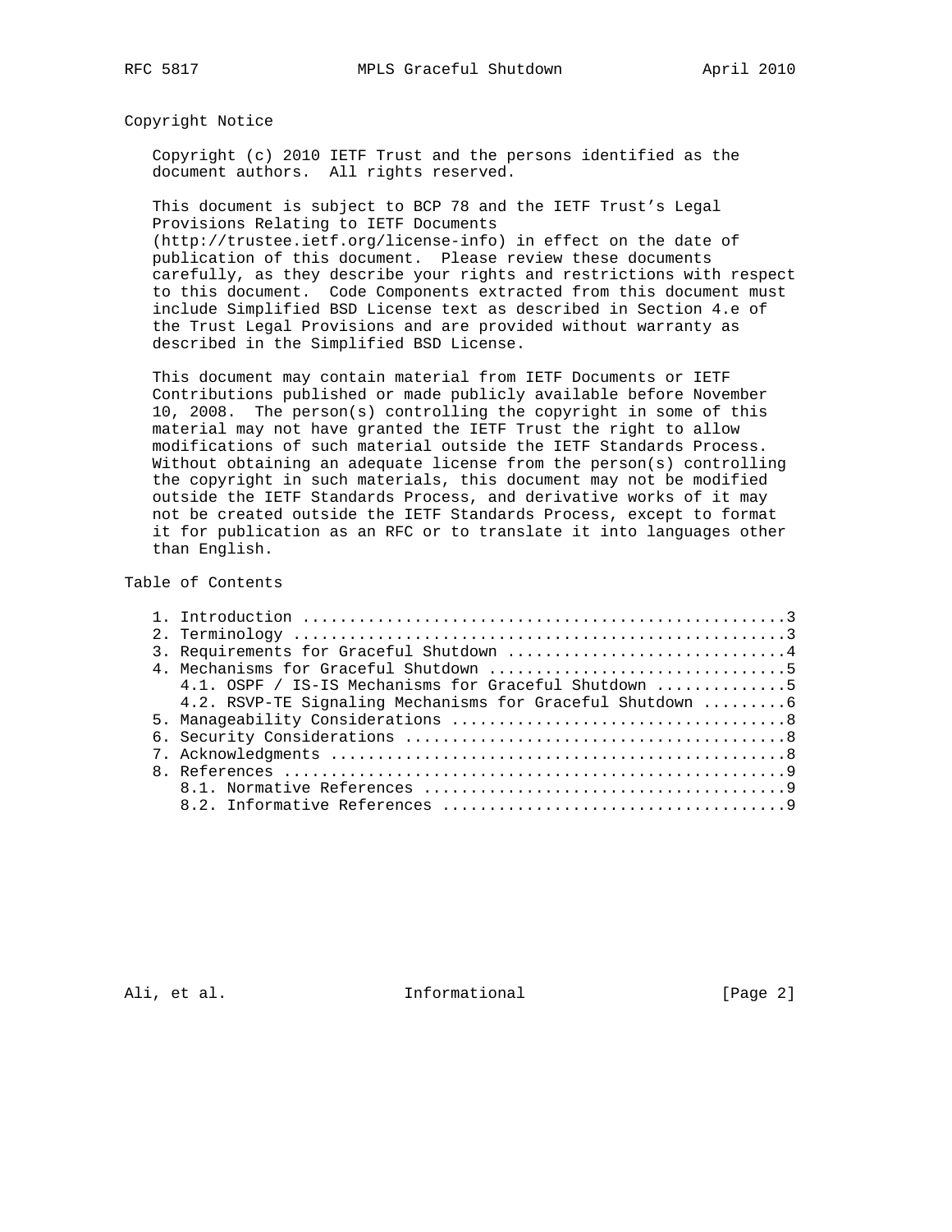## Copyright Notice

Copyright (c) 2010 IETF Trust and the persons identified as the document authors. All rights reserved.

This document is subject to BCP 78 and the IETF Trust's Legal Provisions Relating to IETF Documents (http://trustee.ietf.org/license-info) in effect on the date of publication of this document. Please review these documents carefully, as they describe your rights and restrictions with respect to this document. Code Components extracted from this document must include Simplified BSD License text as described in Section 4.e of the Trust Legal Provisions and are provided without warranty as described in the Simplified BSD License.

This document may contain material from IETF Documents or IETF Contributions published or made publicly available before November 10, 2008. The person(s) controlling the copyright in some of this material may not have granted the IETF Trust the right to allow modifications of such material outside the IETF Standards Process. Without obtaining an adequate license from the person(s) controlling the copyright in such materials, this document may not be modified outside the IETF Standards Process, and derivative works of it may not be created outside the IETF Standards Process, except to format it for publication as an RFC or to translate it into languages other than English.

## Table of Contents

```
   1. Introduction ....................................................3
   2. Terminology .....................................................3
   3. Requirements for Graceful Shutdown ..............................4
   4. Mechanisms for Graceful Shutdown ................................5
      4.1. OSPF / IS-IS Mechanisms for Graceful Shutdown ..............5
      4.2. RSVP-TE Signaling Mechanisms for Graceful Shutdown .........6
   5. Manageability Considerations ....................................8
   6. Security Considerations .........................................8
   7. Acknowledgments .................................................8
   8. References ......................................................9
      8.1. Normative References .......................................9
      8.2. Informative References .....................................9
```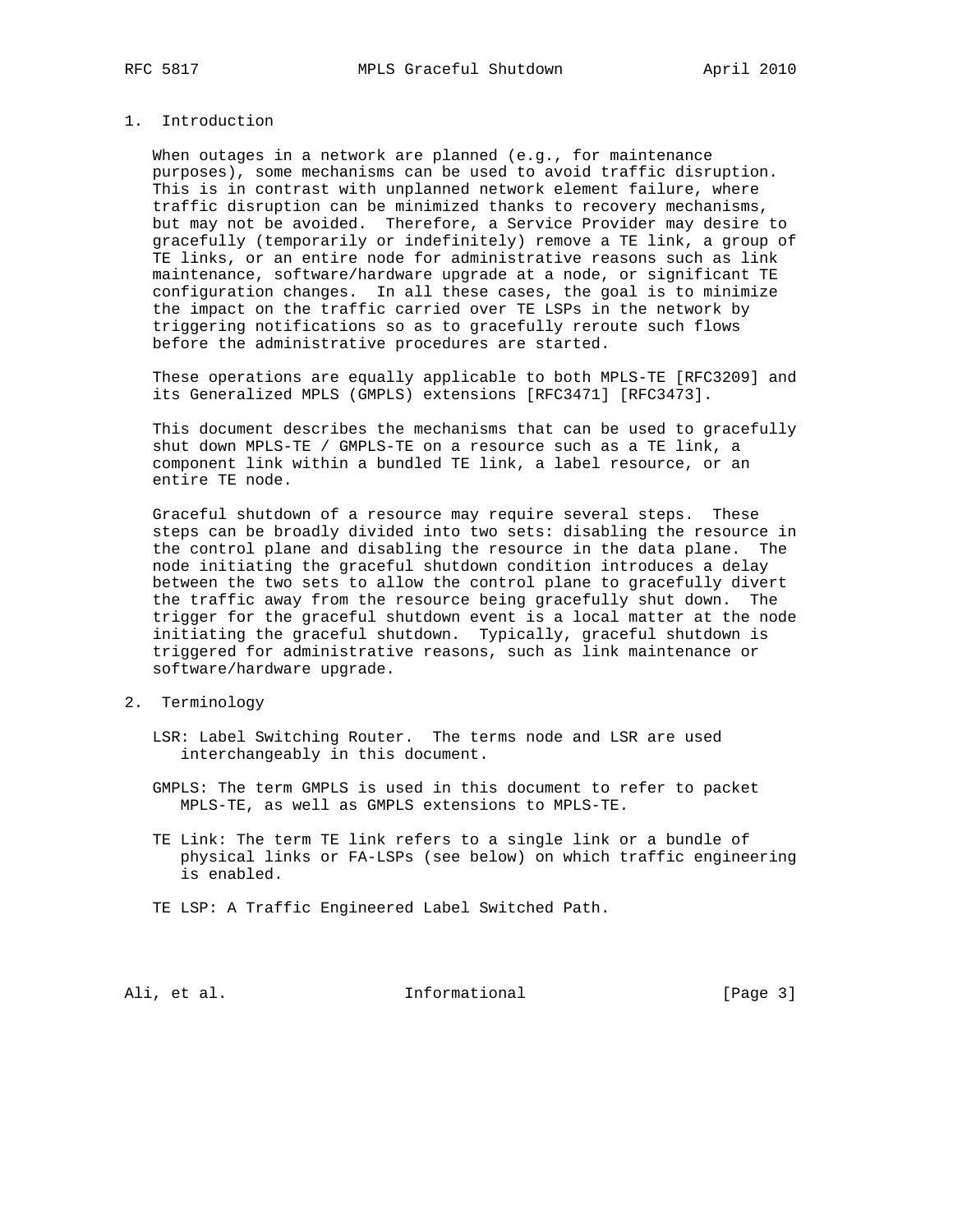## 1. Introduction

When outages in a network are planned (e.g., for maintenance purposes), some mechanisms can be used to avoid traffic disruption. This is in contrast with unplanned network element failure, where traffic disruption can be minimized thanks to recovery mechanisms, but may not be avoided. Therefore, a Service Provider may desire to gracefully (temporarily or indefinitely) remove a TE link, a group of TE links, or an entire node for administrative reasons such as link maintenance, software/hardware upgrade at a node, or significant TE configuration changes. In all these cases, the goal is to minimize the impact on the traffic carried over TE LSPs in the network by triggering notifications so as to gracefully reroute such flows before the administrative procedures are started.

These operations are equally applicable to both MPLS-TE [RFC3209] and its Generalized MPLS (GMPLS) extensions [RFC3471] [RFC3473].

This document describes the mechanisms that can be used to gracefully shut down MPLS-TE / GMPLS-TE on a resource such as a TE link, a component link within a bundled TE link, a label resource, or an entire TE node.

Graceful shutdown of a resource may require several steps. These steps can be broadly divided into two sets: disabling the resource in the control plane and disabling the resource in the data plane. The node initiating the graceful shutdown condition introduces a delay between the two sets to allow the control plane to gracefully divert the traffic away from the resource being gracefully shut down. The trigger for the graceful shutdown event is a local matter at the node initiating the graceful shutdown. Typically, graceful shutdown is triggered for administrative reasons, such as link maintenance or software/hardware upgrade.

## 2. Terminology

LSR: Label Switching Router. The terms node and LSR are used interchangeably in this document.

GMPLS: The term GMPLS is used in this document to refer to packet MPLS-TE, as well as GMPLS extensions to MPLS-TE.

TE Link: The term TE link refers to a single link or a bundle of physical links or FA-LSPs (see below) on which traffic engineering is enabled.

TE LSP: A Traffic Engineered Label Switched Path.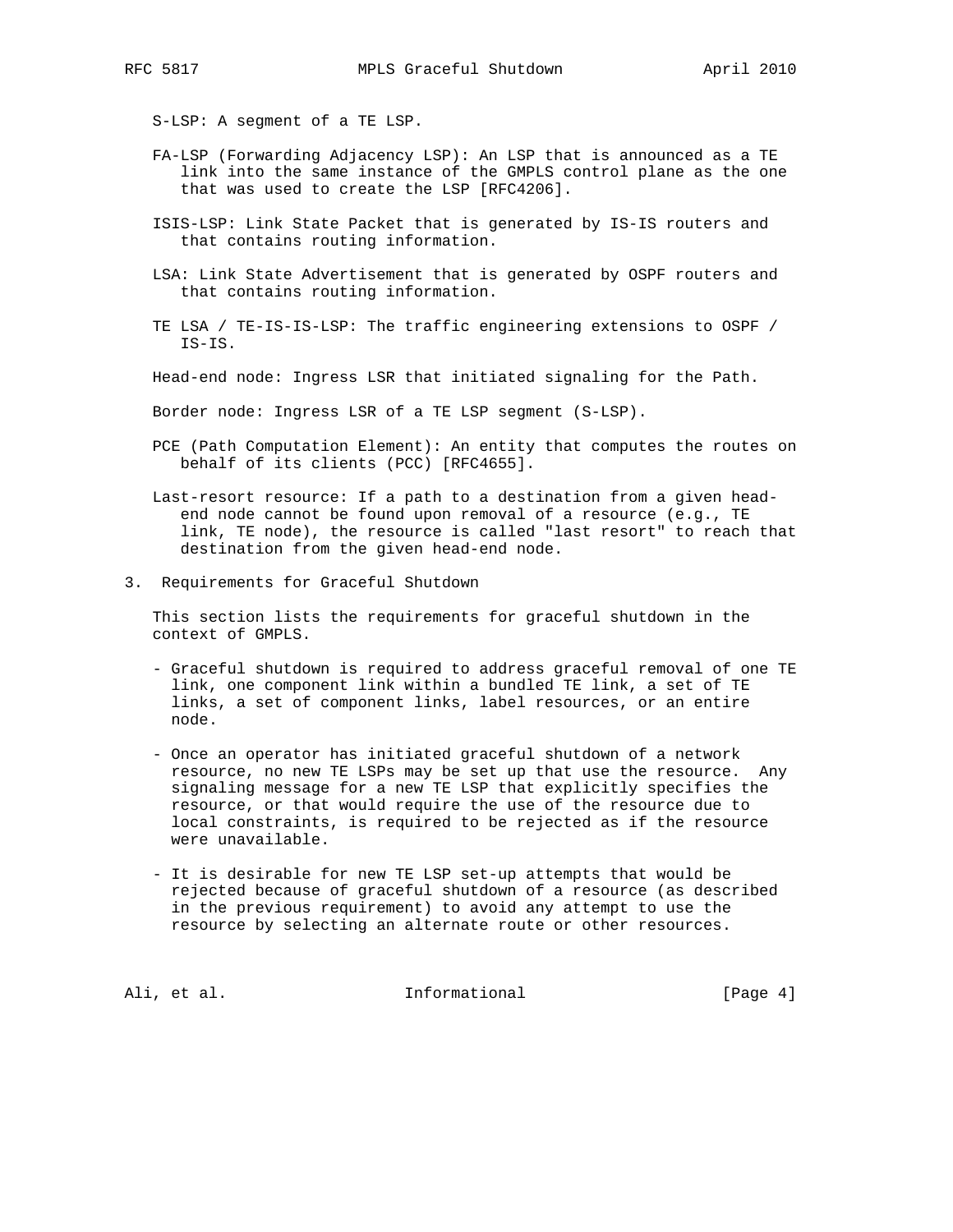S-LSP: A segment of a TE LSP.

FA-LSP (Forwarding Adjacency LSP): An LSP that is announced as a TE link into the same instance of the GMPLS control plane as the one that was used to create the LSP [RFC4206].

ISIS-LSP: Link State Packet that is generated by IS-IS routers and that contains routing information.

LSA: Link State Advertisement that is generated by OSPF routers and that contains routing information.

TE LSA / TE-IS-IS-LSP: The traffic engineering extensions to OSPF / IS-IS.

Head-end node: Ingress LSR that initiated signaling for the Path.

Border node: Ingress LSR of a TE LSP segment (S-LSP).

PCE (Path Computation Element): An entity that computes the routes on behalf of its clients (PCC) [RFC4655].

Last-resort resource: If a path to a destination from a given head-end node cannot be found upon removal of a resource (e.g., TE link, TE node), the resource is called "last resort" to reach that destination from the given head-end node.

## 3. Requirements for Graceful Shutdown

This section lists the requirements for graceful shutdown in the context of GMPLS.

- Graceful shutdown is required to address graceful removal of one TE link, one component link within a bundled TE link, a set of TE links, a set of component links, label resources, or an entire node.

- Once an operator has initiated graceful shutdown of a network resource, no new TE LSPs may be set up that use the resource. Any signaling message for a new TE LSP that explicitly specifies the resource, or that would require the use of the resource due to local constraints, is required to be rejected as if the resource were unavailable.

- It is desirable for new TE LSP set-up attempts that would be rejected because of graceful shutdown of a resource (as described in the previous requirement) to avoid any attempt to use the resource by selecting an alternate route or other resources.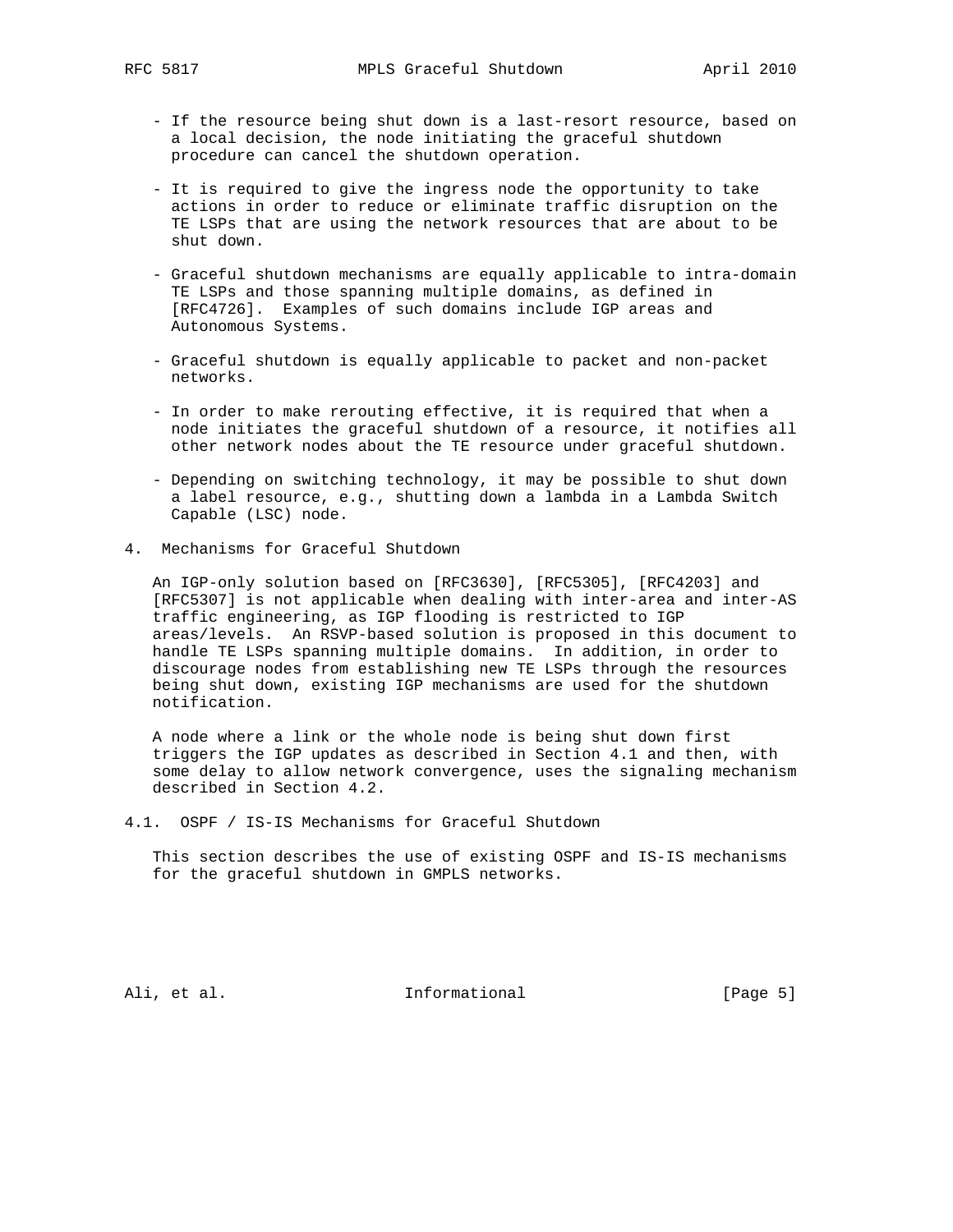- If the resource being shut down is a last-resort resource, based on a local decision, the node initiating the graceful shutdown procedure can cancel the shutdown operation.

- It is required to give the ingress node the opportunity to take actions in order to reduce or eliminate traffic disruption on the TE LSPs that are using the network resources that are about to be shut down.

- Graceful shutdown mechanisms are equally applicable to intra-domain TE LSPs and those spanning multiple domains, as defined in [RFC4726]. Examples of such domains include IGP areas and Autonomous Systems.

- Graceful shutdown is equally applicable to packet and non-packet networks.

- In order to make rerouting effective, it is required that when a node initiates the graceful shutdown of a resource, it notifies all other network nodes about the TE resource under graceful shutdown.

- Depending on switching technology, it may be possible to shut down a label resource, e.g., shutting down a lambda in a Lambda Switch Capable (LSC) node.

## 4. Mechanisms for Graceful Shutdown

An IGP-only solution based on [RFC3630], [RFC5305], [RFC4203] and [RFC5307] is not applicable when dealing with inter-area and inter-AS traffic engineering, as IGP flooding is restricted to IGP areas/levels. An RSVP-based solution is proposed in this document to handle TE LSPs spanning multiple domains. In addition, in order to discourage nodes from establishing new TE LSPs through the resources being shut down, existing IGP mechanisms are used for the shutdown notification.

A node where a link or the whole node is being shut down first triggers the IGP updates as described in Section 4.1 and then, with some delay to allow network convergence, uses the signaling mechanism described in Section 4.2.

### 4.1. OSPF / IS-IS Mechanisms for Graceful Shutdown

This section describes the use of existing OSPF and IS-IS mechanisms for the graceful shutdown in GMPLS networks.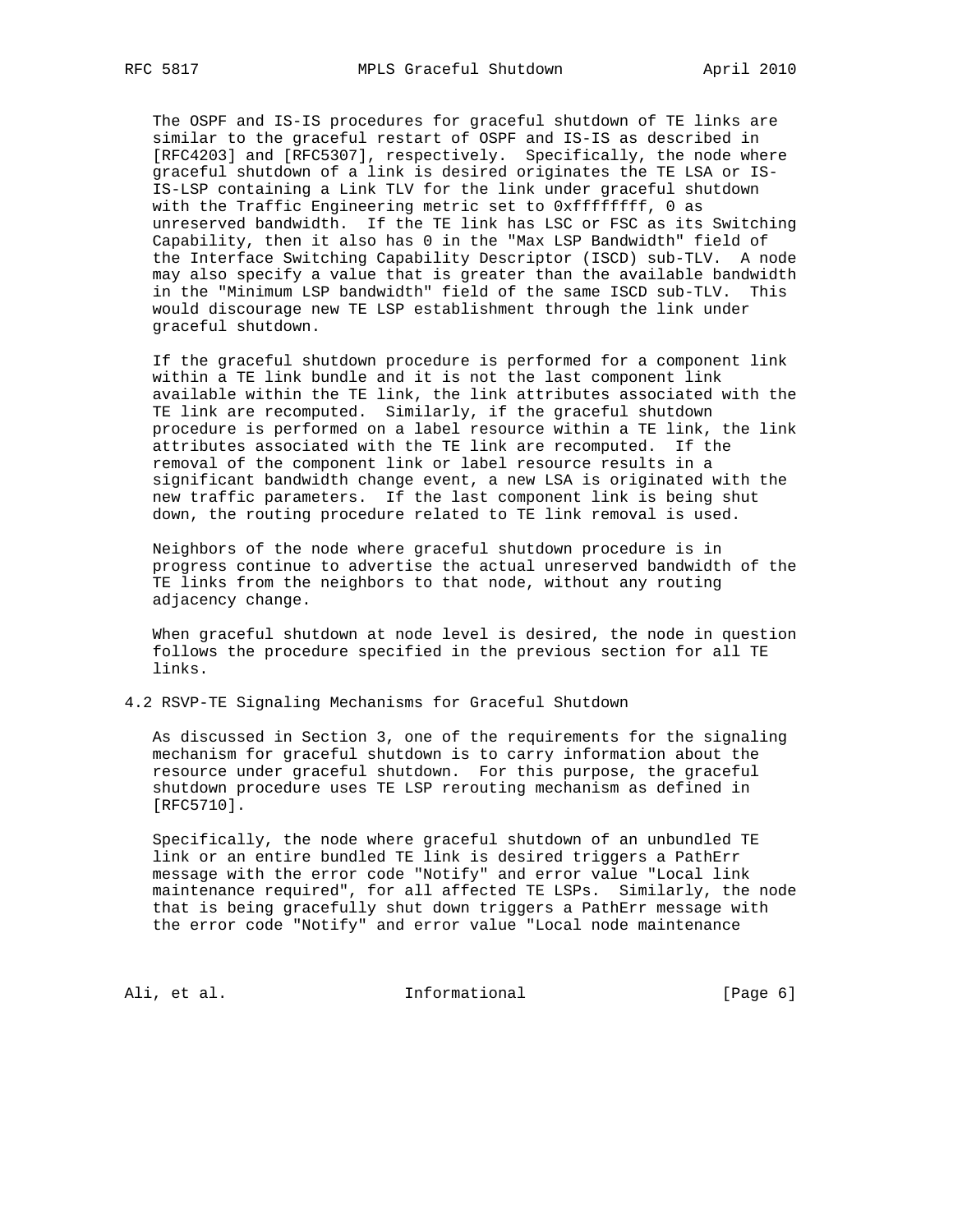The OSPF and IS-IS procedures for graceful shutdown of TE links are similar to the graceful restart of OSPF and IS-IS as described in [RFC4203] and [RFC5307], respectively. Specifically, the node where graceful shutdown of a link is desired originates the TE LSA or IS-IS-LSP containing a Link TLV for the link under graceful shutdown with the Traffic Engineering metric set to 0xffffffff, 0 as unreserved bandwidth. If the TE link has LSC or FSC as its Switching Capability, then it also has 0 in the "Max LSP Bandwidth" field of the Interface Switching Capability Descriptor (ISCD) sub-TLV. A node may also specify a value that is greater than the available bandwidth in the "Minimum LSP bandwidth" field of the same ISCD sub-TLV. This would discourage new TE LSP establishment through the link under graceful shutdown.

If the graceful shutdown procedure is performed for a component link within a TE link bundle and it is not the last component link available within the TE link, the link attributes associated with the TE link are recomputed. Similarly, if the graceful shutdown procedure is performed on a label resource within a TE link, the link attributes associated with the TE link are recomputed. If the removal of the component link or label resource results in a significant bandwidth change event, a new LSA is originated with the new traffic parameters. If the last component link is being shut down, the routing procedure related to TE link removal is used.

Neighbors of the node where graceful shutdown procedure is in progress continue to advertise the actual unreserved bandwidth of the TE links from the neighbors to that node, without any routing adjacency change.

When graceful shutdown at node level is desired, the node in question follows the procedure specified in the previous section for all TE links.

## 4.2 RSVP-TE Signaling Mechanisms for Graceful Shutdown

As discussed in Section 3, one of the requirements for the signaling mechanism for graceful shutdown is to carry information about the resource under graceful shutdown. For this purpose, the graceful shutdown procedure uses TE LSP rerouting mechanism as defined in [RFC5710].

Specifically, the node where graceful shutdown of an unbundled TE link or an entire bundled TE link is desired triggers a PathErr message with the error code "Notify" and error value "Local link maintenance required", for all affected TE LSPs. Similarly, the node that is being gracefully shut down triggers a PathErr message with the error code "Notify" and error value "Local node maintenance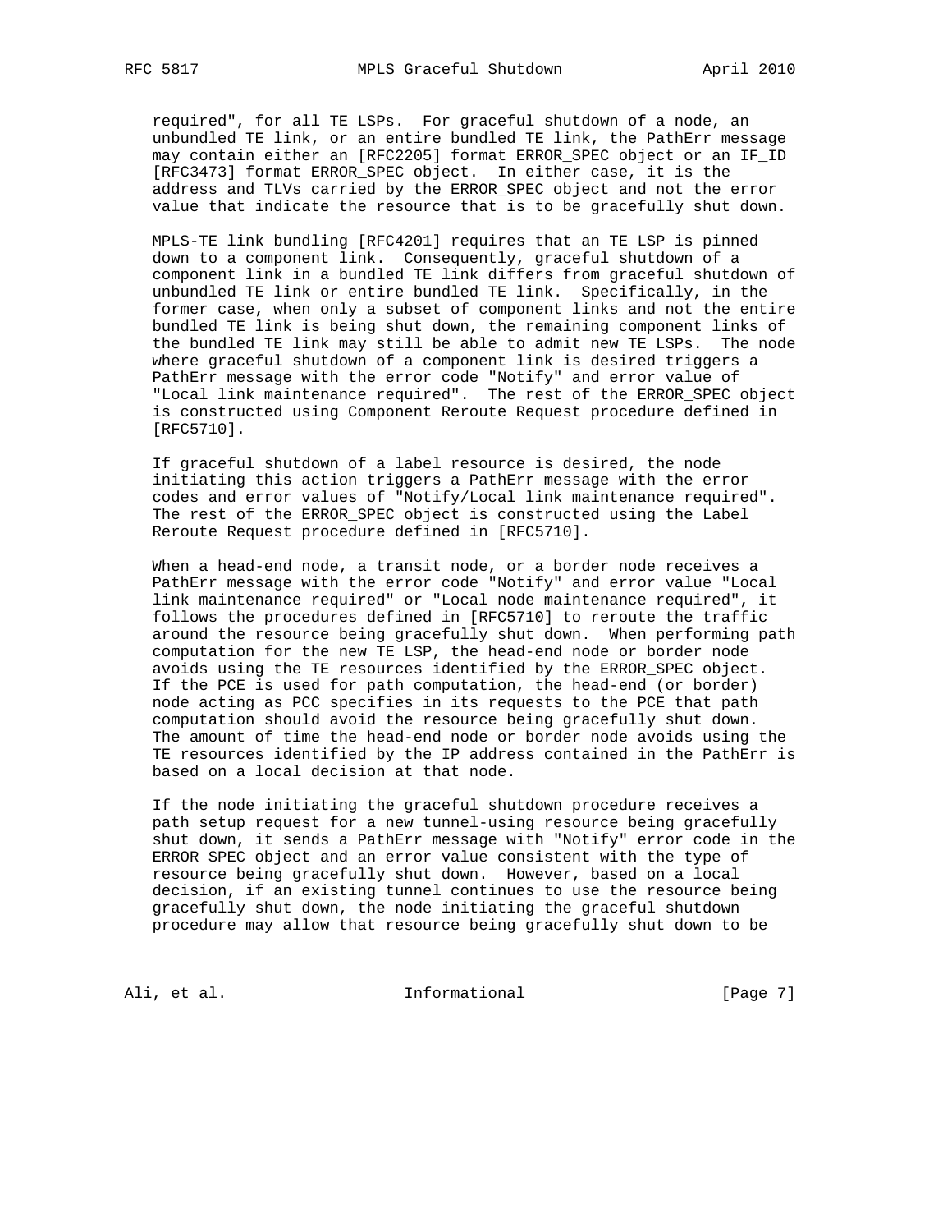required", for all TE LSPs. For graceful shutdown of a node, an unbundled TE link, or an entire bundled TE link, the PathErr message may contain either an [RFC2205] format ERROR_SPEC object or an IF_ID [RFC3473] format ERROR_SPEC object. In either case, it is the address and TLVs carried by the ERROR_SPEC object and not the error value that indicate the resource that is to be gracefully shut down.

MPLS-TE link bundling [RFC4201] requires that an TE LSP is pinned down to a component link. Consequently, graceful shutdown of a component link in a bundled TE link differs from graceful shutdown of unbundled TE link or entire bundled TE link. Specifically, in the former case, when only a subset of component links and not the entire bundled TE link is being shut down, the remaining component links of the bundled TE link may still be able to admit new TE LSPs. The node where graceful shutdown of a component link is desired triggers a PathErr message with the error code "Notify" and error value of "Local link maintenance required". The rest of the ERROR_SPEC object is constructed using Component Reroute Request procedure defined in [RFC5710].

If graceful shutdown of a label resource is desired, the node initiating this action triggers a PathErr message with the error codes and error values of "Notify/Local link maintenance required". The rest of the ERROR_SPEC object is constructed using the Label Reroute Request procedure defined in [RFC5710].

When a head-end node, a transit node, or a border node receives a PathErr message with the error code "Notify" and error value "Local link maintenance required" or "Local node maintenance required", it follows the procedures defined in [RFC5710] to reroute the traffic around the resource being gracefully shut down. When performing path computation for the new TE LSP, the head-end node or border node avoids using the TE resources identified by the ERROR_SPEC object. If the PCE is used for path computation, the head-end (or border) node acting as PCC specifies in its requests to the PCE that path computation should avoid the resource being gracefully shut down. The amount of time the head-end node or border node avoids using the TE resources identified by the IP address contained in the PathErr is based on a local decision at that node.

If the node initiating the graceful shutdown procedure receives a path setup request for a new tunnel-using resource being gracefully shut down, it sends a PathErr message with "Notify" error code in the ERROR SPEC object and an error value consistent with the type of resource being gracefully shut down. However, based on a local decision, if an existing tunnel continues to use the resource being gracefully shut down, the node initiating the graceful shutdown procedure may allow that resource being gracefully shut down to be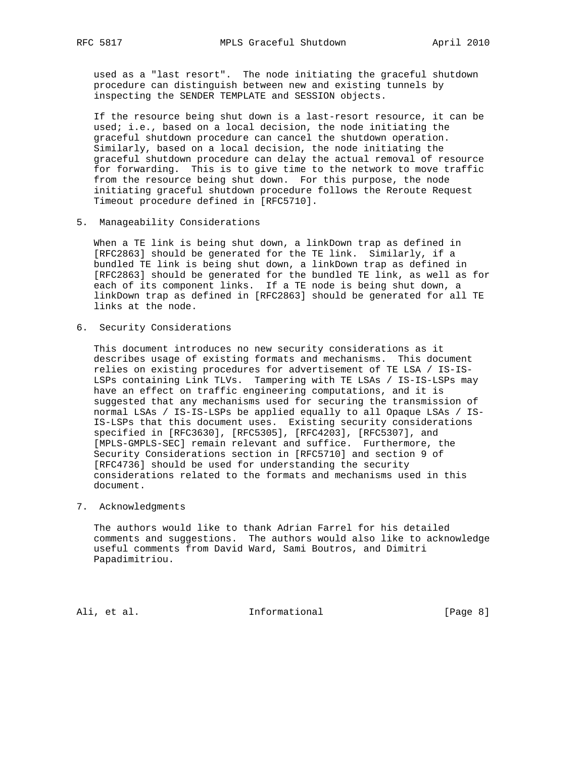used as a "last resort". The node initiating the graceful shutdown procedure can distinguish between new and existing tunnels by inspecting the SENDER TEMPLATE and SESSION objects.

If the resource being shut down is a last-resort resource, it can be used; i.e., based on a local decision, the node initiating the graceful shutdown procedure can cancel the shutdown operation. Similarly, based on a local decision, the node initiating the graceful shutdown procedure can delay the actual removal of resource for forwarding. This is to give time to the network to move traffic from the resource being shut down. For this purpose, the node initiating graceful shutdown procedure follows the Reroute Request Timeout procedure defined in [RFC5710].

## 5. Manageability Considerations

When a TE link is being shut down, a linkDown trap as defined in [RFC2863] should be generated for the TE link. Similarly, if a bundled TE link is being shut down, a linkDown trap as defined in [RFC2863] should be generated for the bundled TE link, as well as for each of its component links. If a TE node is being shut down, a linkDown trap as defined in [RFC2863] should be generated for all TE links at the node.

## 6. Security Considerations

This document introduces no new security considerations as it describes usage of existing formats and mechanisms. This document relies on existing procedures for advertisement of TE LSA / IS-IS-LSPs containing Link TLVs. Tampering with TE LSAs / IS-IS-LSPs may have an effect on traffic engineering computations, and it is suggested that any mechanisms used for securing the transmission of normal LSAs / IS-IS-LSPs be applied equally to all Opaque LSAs / IS-IS-LSPs that this document uses. Existing security considerations specified in [RFC3630], [RFC5305], [RFC4203], [RFC5307], and [MPLS-GMPLS-SEC] remain relevant and suffice. Furthermore, the Security Considerations section in [RFC5710] and section 9 of [RFC4736] should be used for understanding the security considerations related to the formats and mechanisms used in this document.

## 7. Acknowledgments

The authors would like to thank Adrian Farrel for his detailed comments and suggestions. The authors would also like to acknowledge useful comments from David Ward, Sami Boutros, and Dimitri Papadimitriou.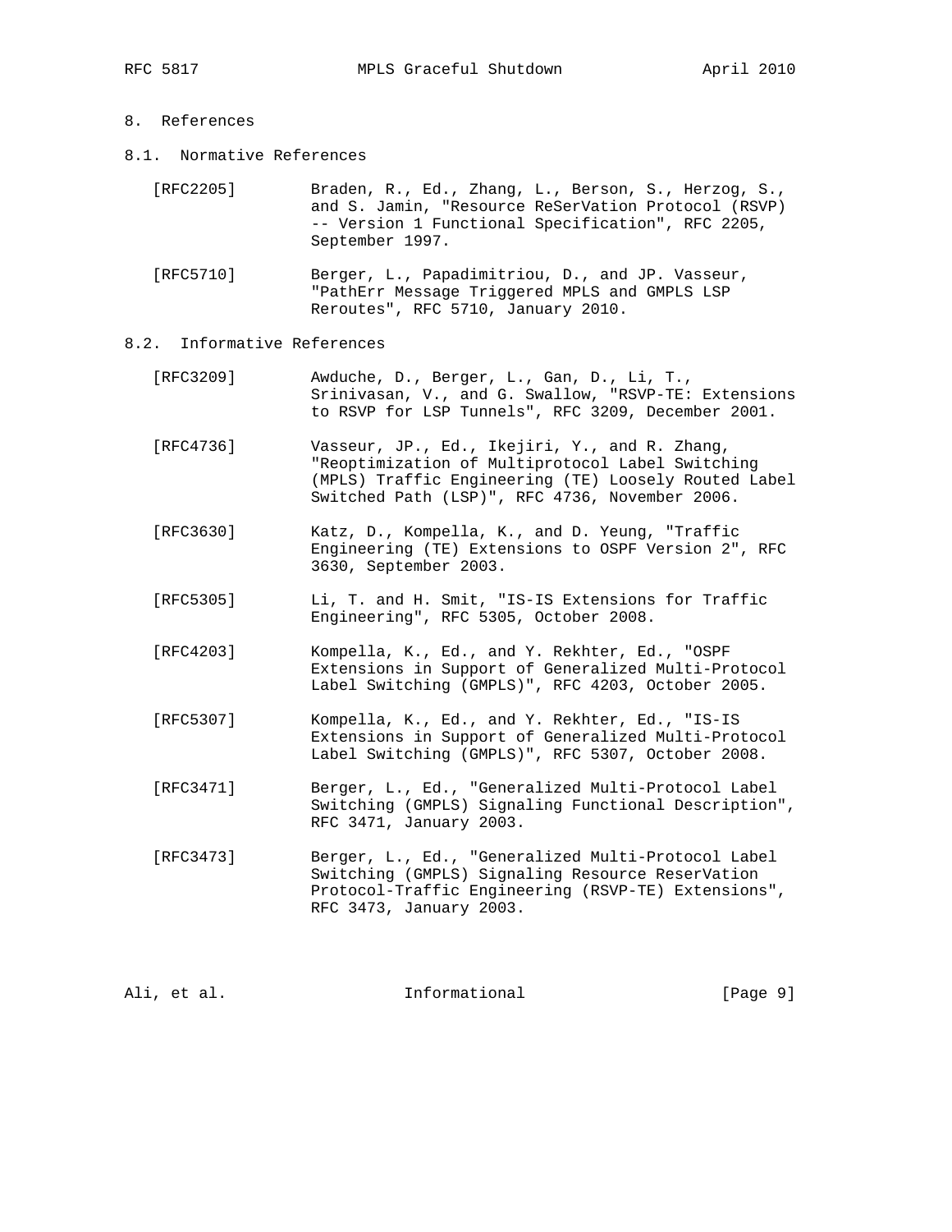## 8. References

### 8.1. Normative References

[RFC2205] Braden, R., Ed., Zhang, L., Berson, S., Herzog, S., and S. Jamin, "Resource ReSerVation Protocol (RSVP) -- Version 1 Functional Specification", RFC 2205, September 1997.

[RFC5710] Berger, L., Papadimitriou, D., and JP. Vasseur, "PathErr Message Triggered MPLS and GMPLS LSP Reroutes", RFC 5710, January 2010.

### 8.2. Informative References

[RFC3209] Awduche, D., Berger, L., Gan, D., Li, T., Srinivasan, V., and G. Swallow, "RSVP-TE: Extensions to RSVP for LSP Tunnels", RFC 3209, December 2001.

[RFC4736] Vasseur, JP., Ed., Ikejiri, Y., and R. Zhang, "Reoptimization of Multiprotocol Label Switching (MPLS) Traffic Engineering (TE) Loosely Routed Label Switched Path (LSP)", RFC 4736, November 2006.

[RFC3630] Katz, D., Kompella, K., and D. Yeung, "Traffic Engineering (TE) Extensions to OSPF Version 2", RFC 3630, September 2003.

[RFC5305] Li, T. and H. Smit, "IS-IS Extensions for Traffic Engineering", RFC 5305, October 2008.

[RFC4203] Kompella, K., Ed., and Y. Rekhter, Ed., "OSPF Extensions in Support of Generalized Multi-Protocol Label Switching (GMPLS)", RFC 4203, October 2005.

[RFC5307] Kompella, K., Ed., and Y. Rekhter, Ed., "IS-IS Extensions in Support of Generalized Multi-Protocol Label Switching (GMPLS)", RFC 5307, October 2008.

[RFC3471] Berger, L., Ed., "Generalized Multi-Protocol Label Switching (GMPLS) Signaling Functional Description", RFC 3471, January 2003.

[RFC3473] Berger, L., Ed., "Generalized Multi-Protocol Label Switching (GMPLS) Signaling Resource ReserVation Protocol-Traffic Engineering (RSVP-TE) Extensions", RFC 3473, January 2003.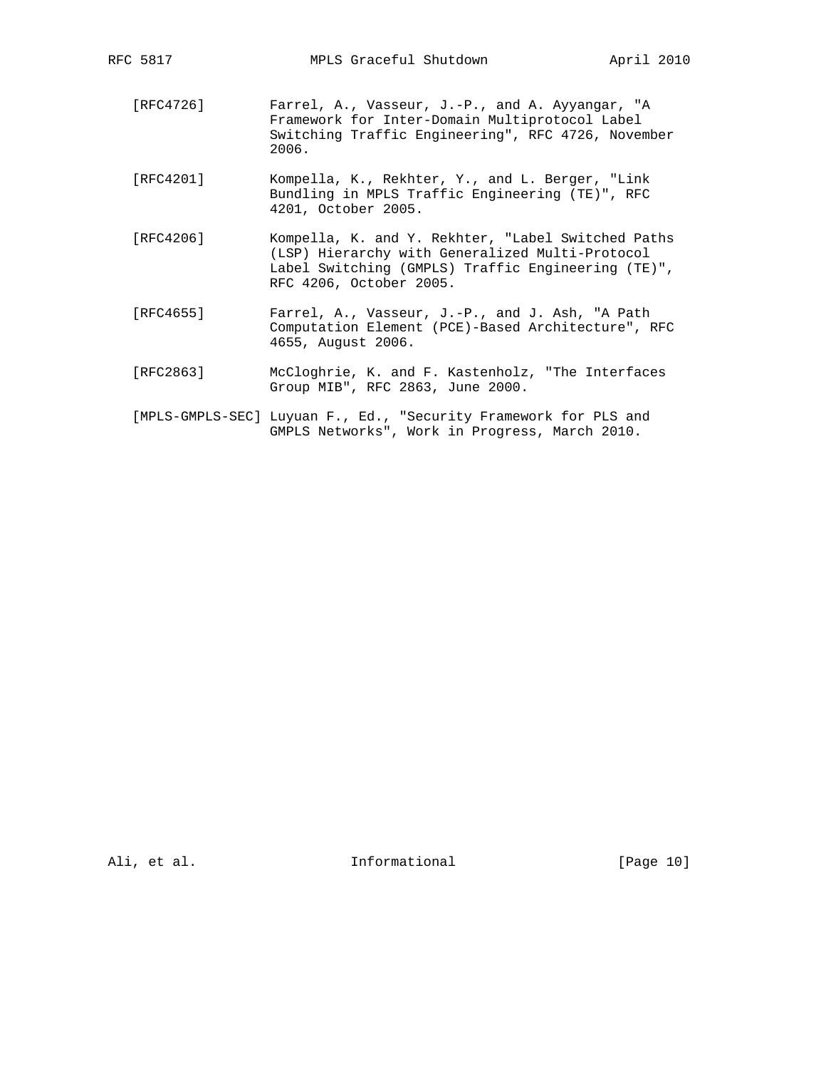[RFC4726] Farrel, A., Vasseur, J.-P., and A. Ayyangar, "A Framework for Inter-Domain Multiprotocol Label Switching Traffic Engineering", RFC 4726, November 2006.

[RFC4201] Kompella, K., Rekhter, Y., and L. Berger, "Link Bundling in MPLS Traffic Engineering (TE)", RFC 4201, October 2005.

[RFC4206] Kompella, K. and Y. Rekhter, "Label Switched Paths (LSP) Hierarchy with Generalized Multi-Protocol Label Switching (GMPLS) Traffic Engineering (TE)", RFC 4206, October 2005.

[RFC4655] Farrel, A., Vasseur, J.-P., and J. Ash, "A Path Computation Element (PCE)-Based Architecture", RFC 4655, August 2006.

[RFC2863] McCloghrie, K. and F. Kastenholz, "The Interfaces Group MIB", RFC 2863, June 2000.

[MPLS-GMPLS-SEC] Luyuan F., Ed., "Security Framework for PLS and GMPLS Networks", Work in Progress, March 2010.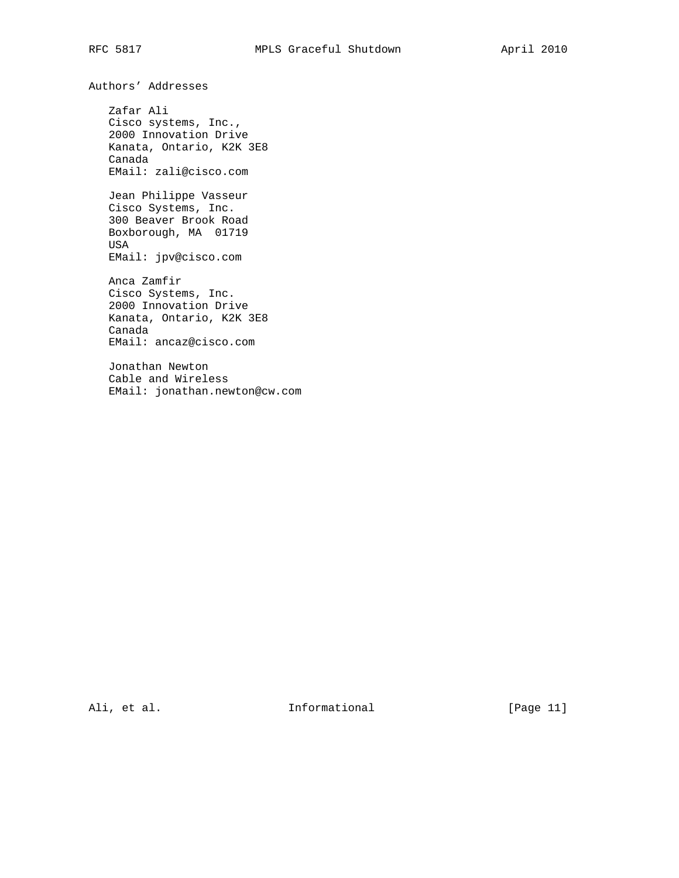## Authors' Addresses

Zafar Ali
Cisco systems, Inc.,
2000 Innovation Drive
Kanata, Ontario, K2K 3E8
Canada
EMail: zali@cisco.com

Jean Philippe Vasseur
Cisco Systems, Inc.
300 Beaver Brook Road
Boxborough, MA  01719
USA
EMail: jpv@cisco.com

Anca Zamfir
Cisco Systems, Inc.
2000 Innovation Drive
Kanata, Ontario, K2K 3E8
Canada
EMail: ancaz@cisco.com

Jonathan Newton
Cable and Wireless
EMail: jonathan.newton@cw.com